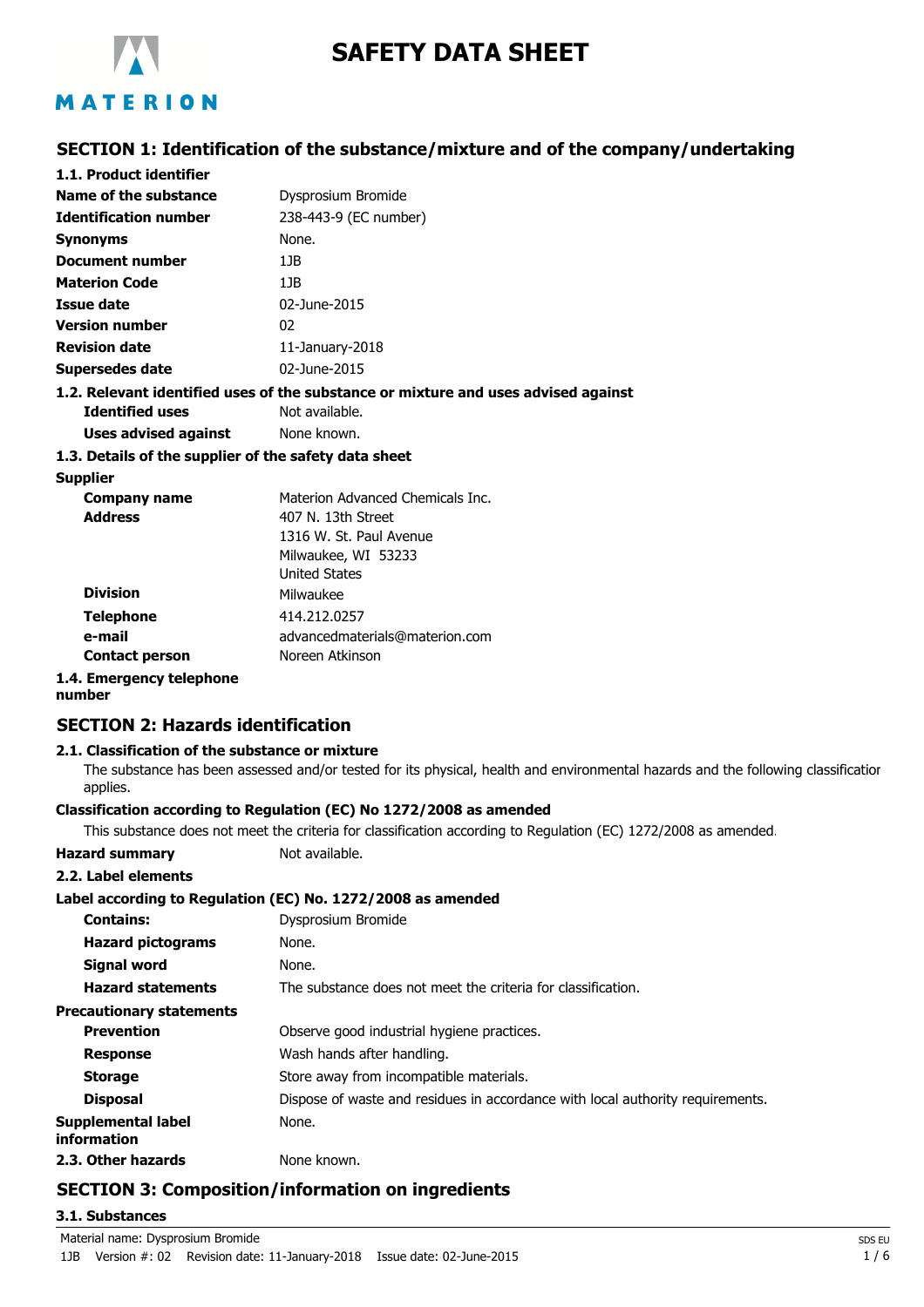# SAFETY DATA SHEET

## SECTION 1: Identification of the substance/mixture and of the company/undertaking

### 1.1. Product identifier

| | |
|---|---|
| **Name of the substance** | Dysprosium Bromide |
| **Identification number** | 238-443-9 (EC number) |
| **Synonyms** | None. |
| **Document number** | 1JB |
| **Materion Code** | 1JB |
| **Issue date** | 02-June-2015 |
| **Version number** | 02 |
| **Revision date** | 11-January-2018 |
| **Supersedes date** | 02-June-2015 |

### 1.2. Relevant identified uses of the substance or mixture and uses advised against

| | |
|---|---|
| **Identified uses** | Not available. |
| **Uses advised against** | None known. |

### 1.3. Details of the supplier of the safety data sheet

**Supplier**

| | |
|---|---|
| **Company name** | Materion Advanced Chemicals Inc. |
| **Address** | 407 N. 13th Street<br>1316 W. St. Paul Avenue<br>Milwaukee, WI 53233<br>United States |
| **Division** | Milwaukee |
| **Telephone** | 414.212.0257 |
| **e-mail** | advancedmaterials@materion.com |
| **Contact person** | Noreen Atkinson |

### 1.4. Emergency telephone number

## SECTION 2: Hazards identification

### 2.1. Classification of the substance or mixture

The substance has been assessed and/or tested for its physical, health and environmental hazards and the following classification applies.

**Classification according to Regulation (EC) No 1272/2008 as amended**

This substance does not meet the criteria for classification according to Regulation (EC) 1272/2008 as amended.

**Hazard summary** Not available.

### 2.2. Label elements

**Label according to Regulation (EC) No. 1272/2008 as amended**

| | |
|---|---|
| **Contains:** | Dysprosium Bromide |
| **Hazard pictograms** | None. |
| **Signal word** | None. |
| **Hazard statements** | The substance does not meet the criteria for classification. |

**Precautionary statements**

| | |
|---|---|
| **Prevention** | Observe good industrial hygiene practices. |
| **Response** | Wash hands after handling. |
| **Storage** | Store away from incompatible materials. |
| **Disposal** | Dispose of waste and residues in accordance with local authority requirements. |
| **Supplemental label information** | None. |

### 2.3. Other hazards

None known.

## SECTION 3: Composition/information on ingredients

### 3.1. Substances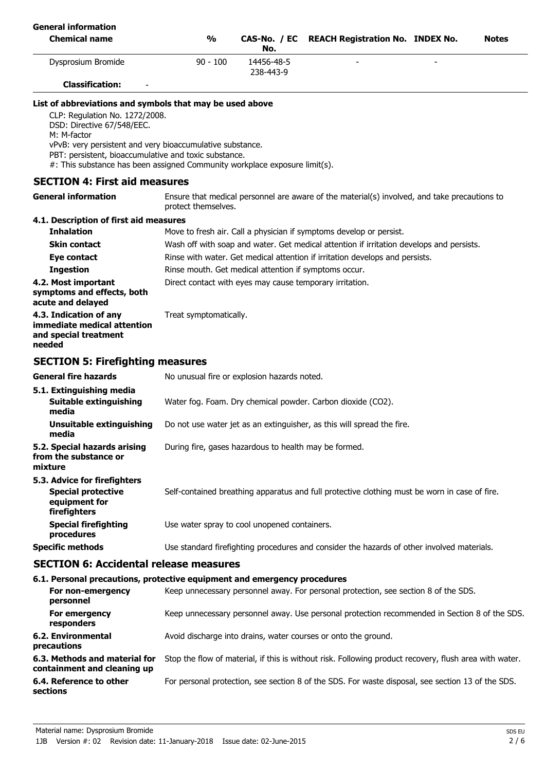**General information**

| Chemical name | % | CAS-No. / EC No. | REACH Registration No. | INDEX No. | Notes |
|---|---|---|---|---|---|
| Dysprosium Bromide | 90 - 100 | 14456-48-5<br>238-443-9 | - | - | |
| **Classification:** | - | | | | |

**List of abbreviations and symbols that may be used above**

CLP: Regulation No. 1272/2008.
DSD: Directive 67/548/EEC.
M: M-factor
vPvB: very persistent and very bioaccumulative substance.
PBT: persistent, bioaccumulative and toxic substance.
#: This substance has been assigned Community workplace exposure limit(s).

## SECTION 4: First aid measures

**General information** Ensure that medical personnel are aware of the material(s) involved, and take precautions to protect themselves.

**4.1. Description of first aid measures**

**Inhalation** Move to fresh air. Call a physician if symptoms develop or persist.

**Skin contact** Wash off with soap and water. Get medical attention if irritation develops and persists.

**Eye contact** Rinse with water. Get medical attention if irritation develops and persists.

**Ingestion** Rinse mouth. Get medical attention if symptoms occur.

**4.2. Most important symptoms and effects, both acute and delayed** Direct contact with eyes may cause temporary irritation.

**4.3. Indication of any immediate medical attention and special treatment needed** Treat symptomatically.

## SECTION 5: Firefighting measures

**General fire hazards** No unusual fire or explosion hazards noted.

**5.1. Extinguishing media**

**Suitable extinguishing media** Water fog. Foam. Dry chemical powder. Carbon dioxide ($CO_2$).

**Unsuitable extinguishing media** Do not use water jet as an extinguisher, as this will spread the fire.

**5.2. Special hazards arising from the substance or mixture** During fire, gases hazardous to health may be formed.

**5.3. Advice for firefighters**

**Special protective equipment for firefighters** Self-contained breathing apparatus and full protective clothing must be worn in case of fire.

**Special firefighting procedures** Use water spray to cool unopened containers.

**Specific methods** Use standard firefighting procedures and consider the hazards of other involved materials.

## SECTION 6: Accidental release measures

**6.1. Personal precautions, protective equipment and emergency procedures**

**For non-emergency personnel** Keep unnecessary personnel away. For personal protection, see section 8 of the SDS.

**For emergency responders** Keep unnecessary personnel away. Use personal protection recommended in Section 8 of the SDS.

**6.2. Environmental precautions** Avoid discharge into drains, water courses or onto the ground.

**6.3. Methods and material for containment and cleaning up** Stop the flow of material, if this is without risk. Following product recovery, flush area with water.

**6.4. Reference to other sections** For personal protection, see section 8 of the SDS. For waste disposal, see section 13 of the SDS.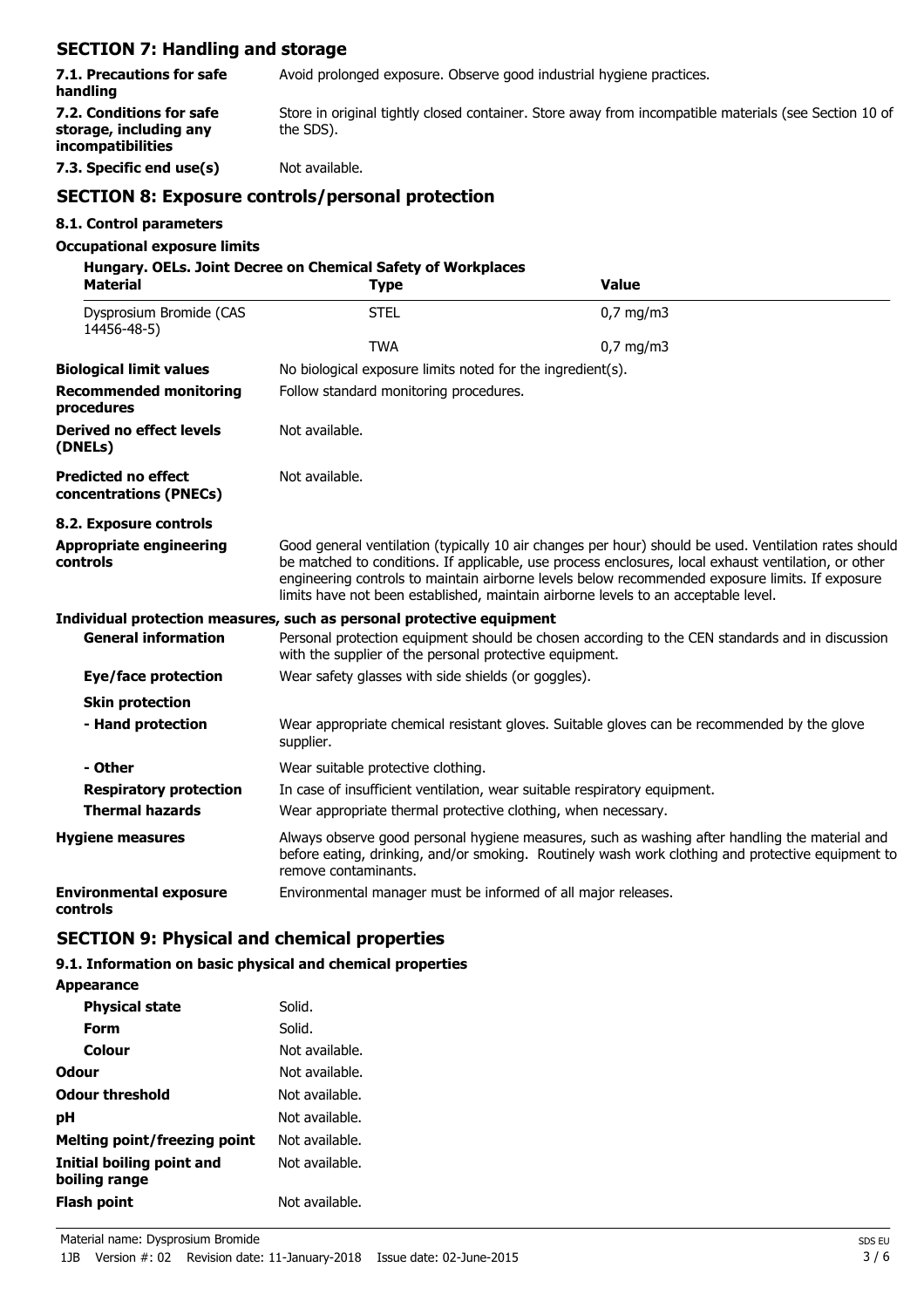## SECTION 7: Handling and storage

| | |
|---|---|
| **7.1. Precautions for safe handling** | Avoid prolonged exposure. Observe good industrial hygiene practices. |
| **7.2. Conditions for safe storage, including any incompatibilities** | Store in original tightly closed container. Store away from incompatible materials (see Section 10 of the SDS). |
| **7.3. Specific end use(s)** | Not available. |

## SECTION 8: Exposure controls/personal protection

### 8.1. Control parameters

**Occupational exposure limits**

**Hungary. OELs. Joint Decree on Chemical Safety of Workplaces**

| Material | Type | Value |
|---|---|---|
| Dysprosium Bromide (CAS 14456-48-5) | STEL | 0,7 mg/m3 |
| | TWA | 0,7 mg/m3 |

| | |
|---|---|
| **Biological limit values** | No biological exposure limits noted for the ingredient(s). |
| **Recommended monitoring procedures** | Follow standard monitoring procedures. |
| **Derived no effect levels (DNELs)** | Not available. |
| **Predicted no effect concentrations (PNECs)** | Not available. |

### 8.2. Exposure controls

| | |
|---|---|
| **Appropriate engineering controls** | Good general ventilation (typically 10 air changes per hour) should be used. Ventilation rates should be matched to conditions. If applicable, use process enclosures, local exhaust ventilation, or other engineering controls to maintain airborne levels below recommended exposure limits. If exposure limits have not been established, maintain airborne levels to an acceptable level. |

**Individual protection measures, such as personal protective equipment**

| | |
|---|---|
| **General information** | Personal protection equipment should be chosen according to the CEN standards and in discussion with the supplier of the personal protective equipment. |
| **Eye/face protection** | Wear safety glasses with side shields (or goggles). |
| **Skin protection** | |
| **- Hand protection** | Wear appropriate chemical resistant gloves. Suitable gloves can be recommended by the glove supplier. |
| **- Other** | Wear suitable protective clothing. |
| **Respiratory protection** | In case of insufficient ventilation, wear suitable respiratory equipment. |
| **Thermal hazards** | Wear appropriate thermal protective clothing, when necessary. |
| **Hygiene measures** | Always observe good personal hygiene measures, such as washing after handling the material and before eating, drinking, and/or smoking. Routinely wash work clothing and protective equipment to remove contaminants. |
| **Environmental exposure controls** | Environmental manager must be informed of all major releases. |

## SECTION 9: Physical and chemical properties

### 9.1. Information on basic physical and chemical properties

| | |
|---|---|
| **Appearance** | |
| **Physical state** | Solid. |
| **Form** | Solid. |
| **Colour** | Not available. |
| **Odour** | Not available. |
| **Odour threshold** | Not available. |
| **pH** | Not available. |
| **Melting point/freezing point** | Not available. |
| **Initial boiling point and boiling range** | Not available. |
| **Flash point** | Not available. |

Material name: Dysprosium Bromide

1JB Version #: 02 Revision date: 11-January-2018 Issue date: 02-June-2015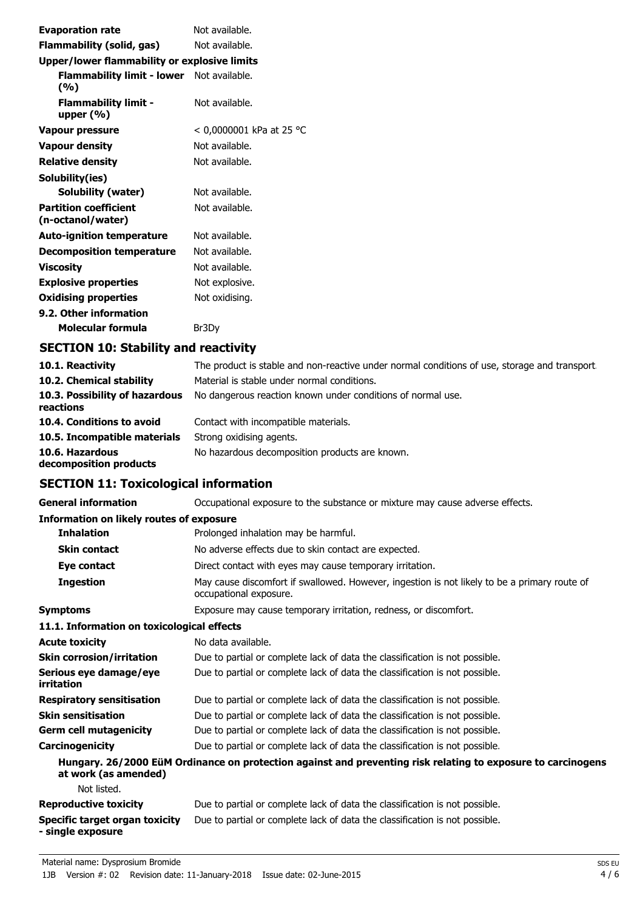| | |
|---|---|
| **Evaporation rate** | Not available. |
| **Flammability (solid, gas)** | Not available. |
| **Upper/lower flammability or explosive limits** | |
| **Flammability limit - lower (%)** | Not available. |
| **Flammability limit - upper (%)** | Not available. |
| **Vapour pressure** | < 0,0000001 kPa at 25 °C |
| **Vapour density** | Not available. |
| **Relative density** | Not available. |
| **Solubility(ies)** | |
| **Solubility (water)** | Not available. |
| **Partition coefficient (n-octanol/water)** | Not available. |
| **Auto-ignition temperature** | Not available. |
| **Decomposition temperature** | Not available. |
| **Viscosity** | Not available. |
| **Explosive properties** | Not explosive. |
| **Oxidising properties** | Not oxidising. |
| **9.2. Other information** | |
| **Molecular formula** | $Br_3Dy$ |

## SECTION 10: Stability and reactivity

| | |
|---|---|
| **10.1. Reactivity** | The product is stable and non-reactive under normal conditions of use, storage and transport. |
| **10.2. Chemical stability** | Material is stable under normal conditions. |
| **10.3. Possibility of hazardous reactions** | No dangerous reaction known under conditions of normal use. |
| **10.4. Conditions to avoid** | Contact with incompatible materials. |
| **10.5. Incompatible materials** | Strong oxidising agents. |
| **10.6. Hazardous decomposition products** | No hazardous decomposition products are known. |

## SECTION 11: Toxicological information

| | |
|---|---|
| **General information** | Occupational exposure to the substance or mixture may cause adverse effects. |
| **Information on likely routes of exposure** | |
| **Inhalation** | Prolonged inhalation may be harmful. |
| **Skin contact** | No adverse effects due to skin contact are expected. |
| **Eye contact** | Direct contact with eyes may cause temporary irritation. |
| **Ingestion** | May cause discomfort if swallowed. However, ingestion is not likely to be a primary route of occupational exposure. |
| **Symptoms** | Exposure may cause temporary irritation, redness, or discomfort. |
| **11.1. Information on toxicological effects** | |
| **Acute toxicity** | No data available. |
| **Skin corrosion/irritation** | Due to partial or complete lack of data the classification is not possible. |
| **Serious eye damage/eye irritation** | Due to partial or complete lack of data the classification is not possible. |
| **Respiratory sensitisation** | Due to partial or complete lack of data the classification is not possible. |
| **Skin sensitisation** | Due to partial or complete lack of data the classification is not possible. |
| **Germ cell mutagenicity** | Due to partial or complete lack of data the classification is not possible. |
| **Carcinogenicity** | Due to partial or complete lack of data the classification is not possible. |

**Hungary. 26/2000 EüM Ordinance on protection against and preventing risk relating to exposure to carcinogens at work (as amended)**

Not listed.

| | |
|---|---|
| **Reproductive toxicity** | Due to partial or complete lack of data the classification is not possible. |
| **Specific target organ toxicity - single exposure** | Due to partial or complete lack of data the classification is not possible. |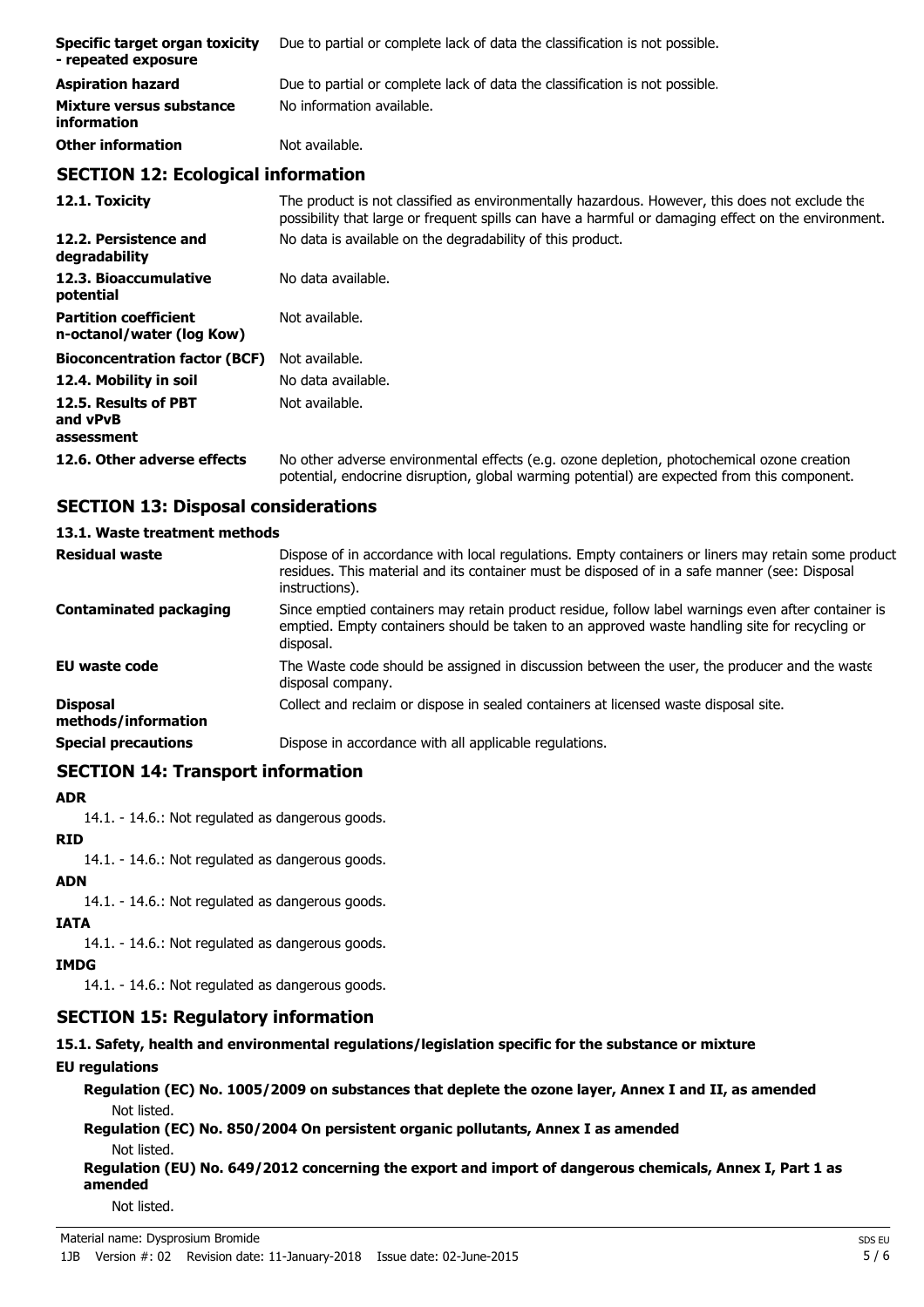| | |
|---|---|
| **Specific target organ toxicity - repeated exposure** | Due to partial or complete lack of data the classification is not possible. |
| **Aspiration hazard** | Due to partial or complete lack of data the classification is not possible. |
| **Mixture versus substance information** | No information available. |
| **Other information** | Not available. |

## SECTION 12: Ecological information

| | |
|---|---|
| **12.1. Toxicity** | The product is not classified as environmentally hazardous. However, this does not exclude the possibility that large or frequent spills can have a harmful or damaging effect on the environment. |
| **12.2. Persistence and degradability** | No data is available on the degradability of this product. |
| **12.3. Bioaccumulative potential** | No data available. |
| **Partition coefficient n-octanol/water (log Kow)** | Not available. |
| **Bioconcentration factor (BCF)** | Not available. |
| **12.4. Mobility in soil** | No data available. |
| **12.5. Results of PBT and vPvB assessment** | Not available. |
| **12.6. Other adverse effects** | No other adverse environmental effects (e.g. ozone depletion, photochemical ozone creation potential, endocrine disruption, global warming potential) are expected from this component. |

## SECTION 13: Disposal considerations

### 13.1. Waste treatment methods

| | |
|---|---|
| **Residual waste** | Dispose of in accordance with local regulations. Empty containers or liners may retain some product residues. This material and its container must be disposed of in a safe manner (see: Disposal instructions). |
| **Contaminated packaging** | Since emptied containers may retain product residue, follow label warnings even after container is emptied. Empty containers should be taken to an approved waste handling site for recycling or disposal. |
| **EU waste code** | The Waste code should be assigned in discussion between the user, the producer and the waste disposal company. |
| **Disposal methods/information** | Collect and reclaim or dispose in sealed containers at licensed waste disposal site. |
| **Special precautions** | Dispose in accordance with all applicable regulations. |

## SECTION 14: Transport information

**ADR**

14.1. - 14.6.: Not regulated as dangerous goods.

**RID**

14.1. - 14.6.: Not regulated as dangerous goods.

**ADN**

14.1. - 14.6.: Not regulated as dangerous goods.

**IATA**

14.1. - 14.6.: Not regulated as dangerous goods.

**IMDG**

14.1. - 14.6.: Not regulated as dangerous goods.

## SECTION 15: Regulatory information

### 15.1. Safety, health and environmental regulations/legislation specific for the substance or mixture

**EU regulations**

**Regulation (EC) No. 1005/2009 on substances that deplete the ozone layer, Annex I and II, as amended**

Not listed.

**Regulation (EC) No. 850/2004 On persistent organic pollutants, Annex I as amended**

Not listed.

**Regulation (EU) No. 649/2012 concerning the export and import of dangerous chemicals, Annex I, Part 1 as amended**

Not listed.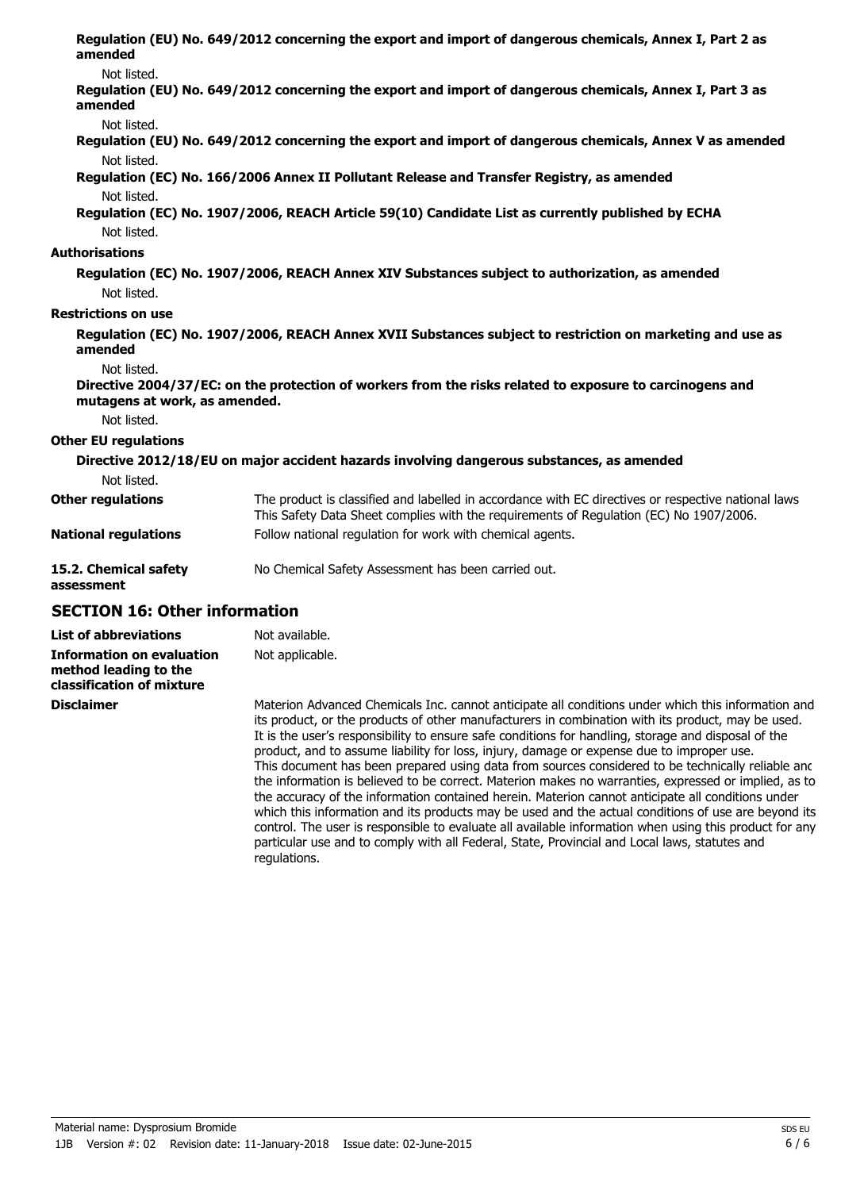**Regulation (EU) No. 649/2012 concerning the export and import of dangerous chemicals, Annex I, Part 2 as amended**

Not listed.

**Regulation (EU) No. 649/2012 concerning the export and import of dangerous chemicals, Annex I, Part 3 as amended**

Not listed.

**Regulation (EU) No. 649/2012 concerning the export and import of dangerous chemicals, Annex V as amended**

Not listed.

**Regulation (EC) No. 166/2006 Annex II Pollutant Release and Transfer Registry, as amended**

Not listed.

**Regulation (EC) No. 1907/2006, REACH Article 59(10) Candidate List as currently published by ECHA**

Not listed.

**Authorisations**

**Regulation (EC) No. 1907/2006, REACH Annex XIV Substances subject to authorization, as amended**

Not listed.

**Restrictions on use**

**Regulation (EC) No. 1907/2006, REACH Annex XVII Substances subject to restriction on marketing and use as amended**

Not listed.

**Directive 2004/37/EC: on the protection of workers from the risks related to exposure to carcinogens and mutagens at work, as amended.**

Not listed.

**Other EU regulations**

**Directive 2012/18/EU on major accident hazards involving dangerous substances, as amended**

Not listed.

**Other regulations**: The product is classified and labelled in accordance with EC directives or respective national laws This Safety Data Sheet complies with the requirements of Regulation (EC) No 1907/2006.

**National regulations**: Follow national regulation for work with chemical agents.

**15.2. Chemical safety assessment**: No Chemical Safety Assessment has been carried out.

## SECTION 16: Other information

**List of abbreviations**: Not available.

**Information on evaluation method leading to the classification of mixture**: Not applicable.

**Disclaimer**: Materion Advanced Chemicals Inc. cannot anticipate all conditions under which this information and its product, or the products of other manufacturers in combination with its product, may be used. It is the user's responsibility to ensure safe conditions for handling, storage and disposal of the product, and to assume liability for loss, injury, damage or expense due to improper use. This document has been prepared using data from sources considered to be technically reliable and the information is believed to be correct. Materion makes no warranties, expressed or implied, as to the accuracy of the information contained herein. Materion cannot anticipate all conditions under which this information and its products may be used and the actual conditions of use are beyond its control. The user is responsible to evaluate all available information when using this product for any particular use and to comply with all Federal, State, Provincial and Local laws, statutes and regulations.

Material name: Dysprosium Bromide

1JB Version #: 02 Revision date: 11-January-2018 Issue date: 02-June-2015